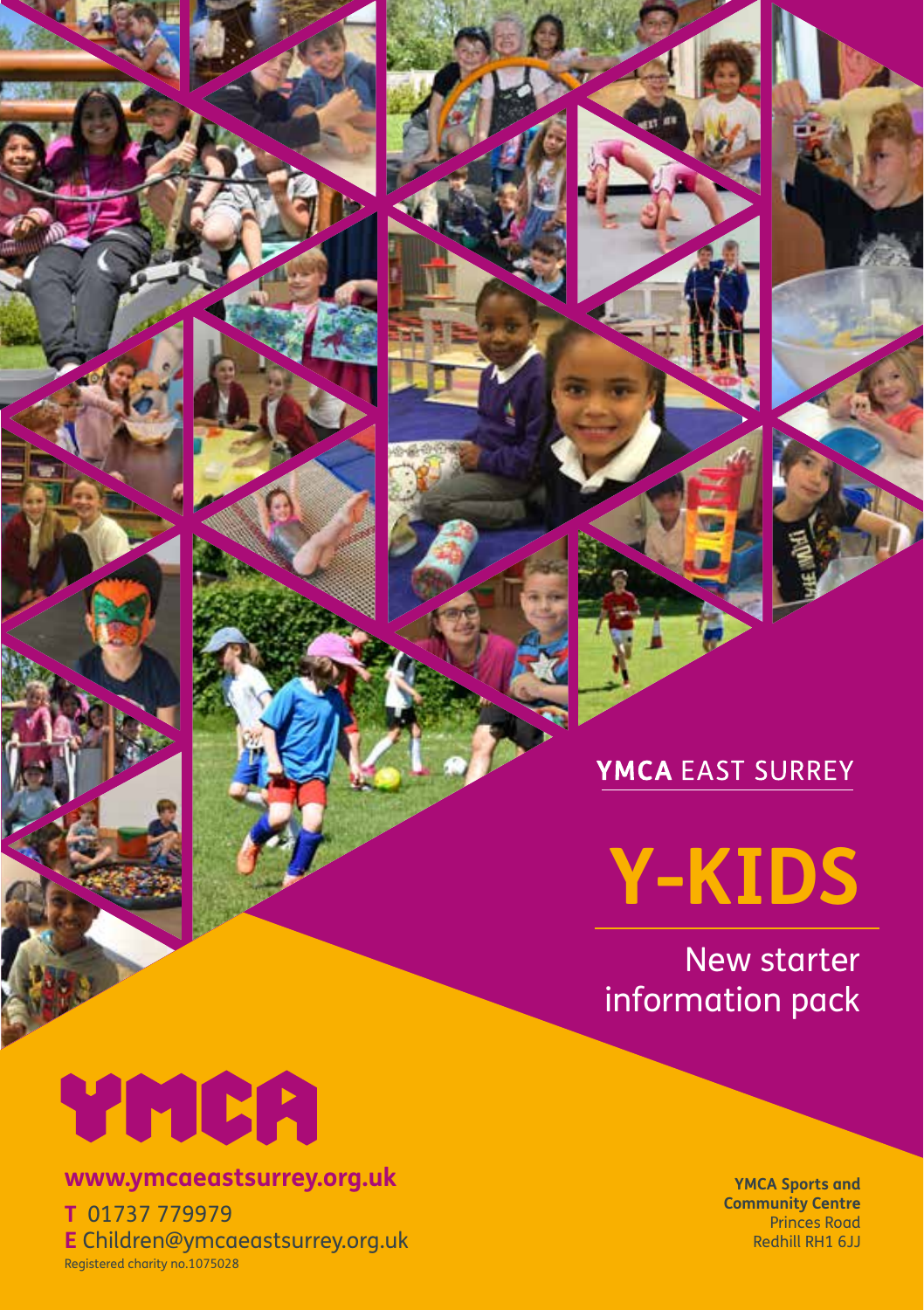YMCA EAST SURREY

# Y-KIDS

## New starter information pack

YMCA

**www.ymcaeastsurrey.org.uk**

**T** 01737 779979
**E** Children@ymcaeastsurrey.org.uk

Registered charity no.1075028

**YMCA Sports and Community Centre**
Princes Road
Redhill RH1 6JJ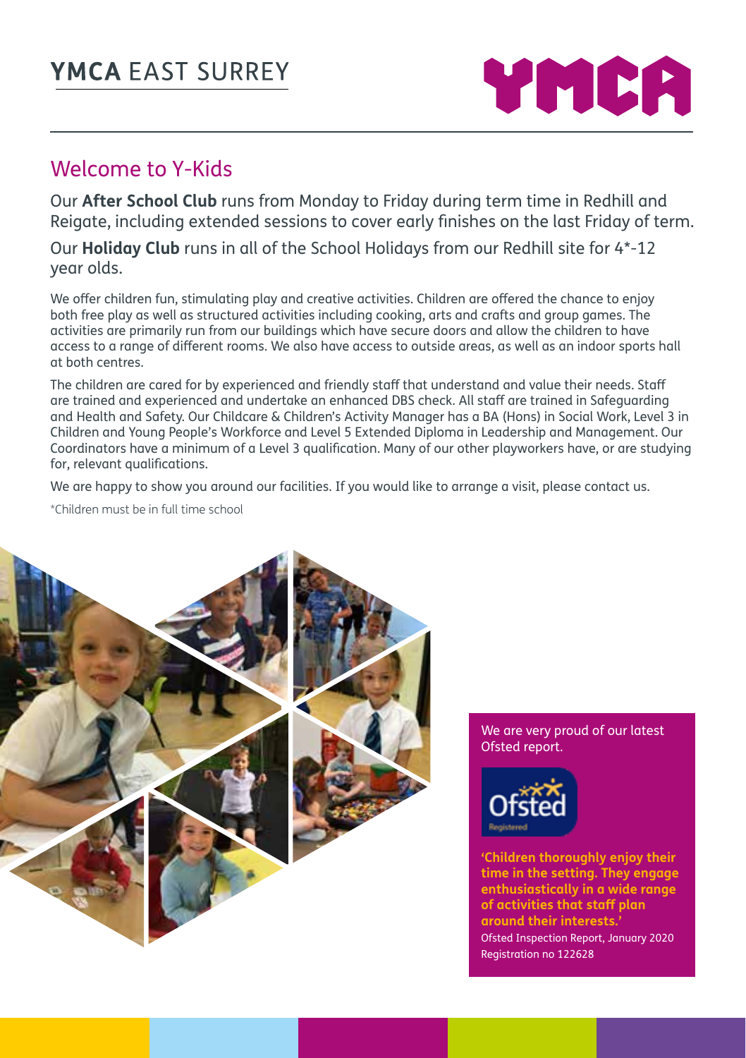# YMCA EAST SURREY

## Welcome to Y-Kids

Our **After School Club** runs from Monday to Friday during term time in Redhill and Reigate, including extended sessions to cover early finishes on the last Friday of term.

Our **Holiday Club** runs in all of the School Holidays from our Redhill site for 4*-12 year olds.

We offer children fun, stimulating play and creative activities. Children are offered the chance to enjoy both free play as well as structured activities including cooking, arts and crafts and group games. The activities are primarily run from our buildings which have secure doors and allow the children to have access to a range of different rooms. We also have access to outside areas, as well as an indoor sports hall at both centres.

The children are cared for by experienced and friendly staff that understand and value their needs. Staff are trained and experienced and undertake an enhanced DBS check. All staff are trained in Safeguarding and Health and Safety. Our Childcare & Children's Activity Manager has a BA (Hons) in Social Work, Level 3 in Children and Young People's Workforce and Level 5 Extended Diploma in Leadership and Management. Our Coordinators have a minimum of a Level 3 qualification. Many of our other playworkers have, or are studying for, relevant qualifications.

We are happy to show you around our facilities. If you would like to arrange a visit, please contact us.

*Children must be in full time school

We are very proud of our latest Ofsted report.

**'Children thoroughly enjoy their time in the setting. They engage enthusiastically in a wide range of activities that staff plan around their interests.'**

Ofsted Inspection Report, January 2020
Registration no 122628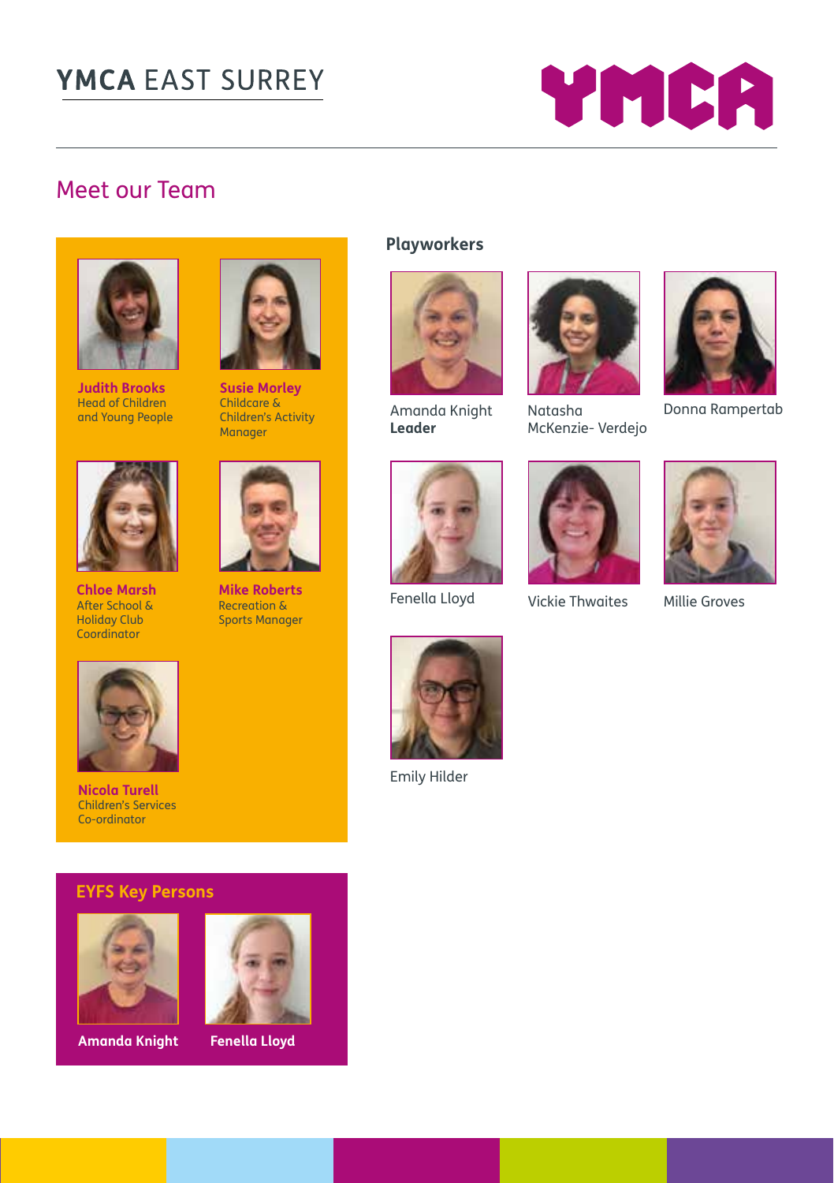# YMCA EAST SURREY

## Meet our Team

**Judith Brooks**
Head of Children and Young People

**Susie Morley**
Childcare & Children's Activity Manager

**Chloe Marsh**
After School & Holiday Club Coordinator

**Mike Roberts**
Recreation & Sports Manager

**Nicola Turell**
Children's Services Co-ordinator

### Playworkers

Amanda Knight
**Leader**

Natasha McKenzie- Verdejo

Donna Rampertab

Fenella Lloyd

Vickie Thwaites

Millie Groves

Emily Hilder

### EYFS Key Persons

**Amanda Knight**

**Fenella Lloyd**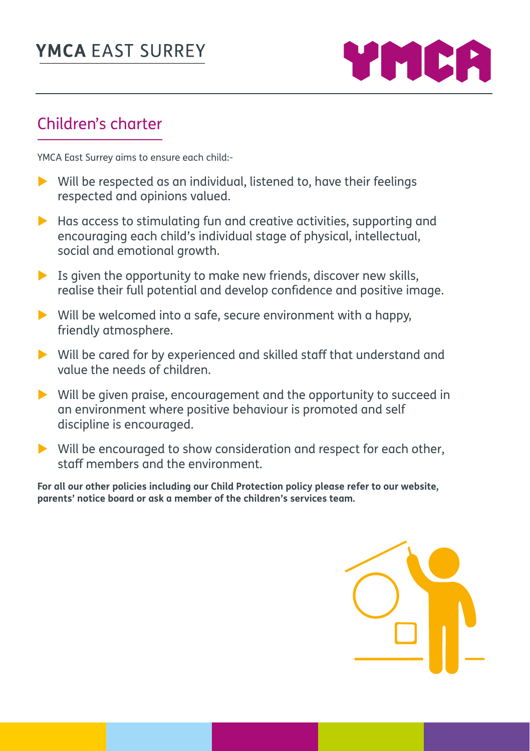# YMCA EAST SURREY

## Children's charter

YMCA East Surrey aims to ensure each child:-

- Will be respected as an individual, listened to, have their feelings respected and opinions valued.
- Has access to stimulating fun and creative activities, supporting and encouraging each child's individual stage of physical, intellectual, social and emotional growth.
- Is given the opportunity to make new friends, discover new skills, realise their full potential and develop confidence and positive image.
- Will be welcomed into a safe, secure environment with a happy, friendly atmosphere.
- Will be cared for by experienced and skilled staff that understand and value the needs of children.
- Will be given praise, encouragement and the opportunity to succeed in an environment where positive behaviour is promoted and self discipline is encouraged.
- Will be encouraged to show consideration and respect for each other, staff members and the environment.

**For all our other policies including our Child Protection policy please refer to our website, parents' notice board or ask a member of the children's services team.**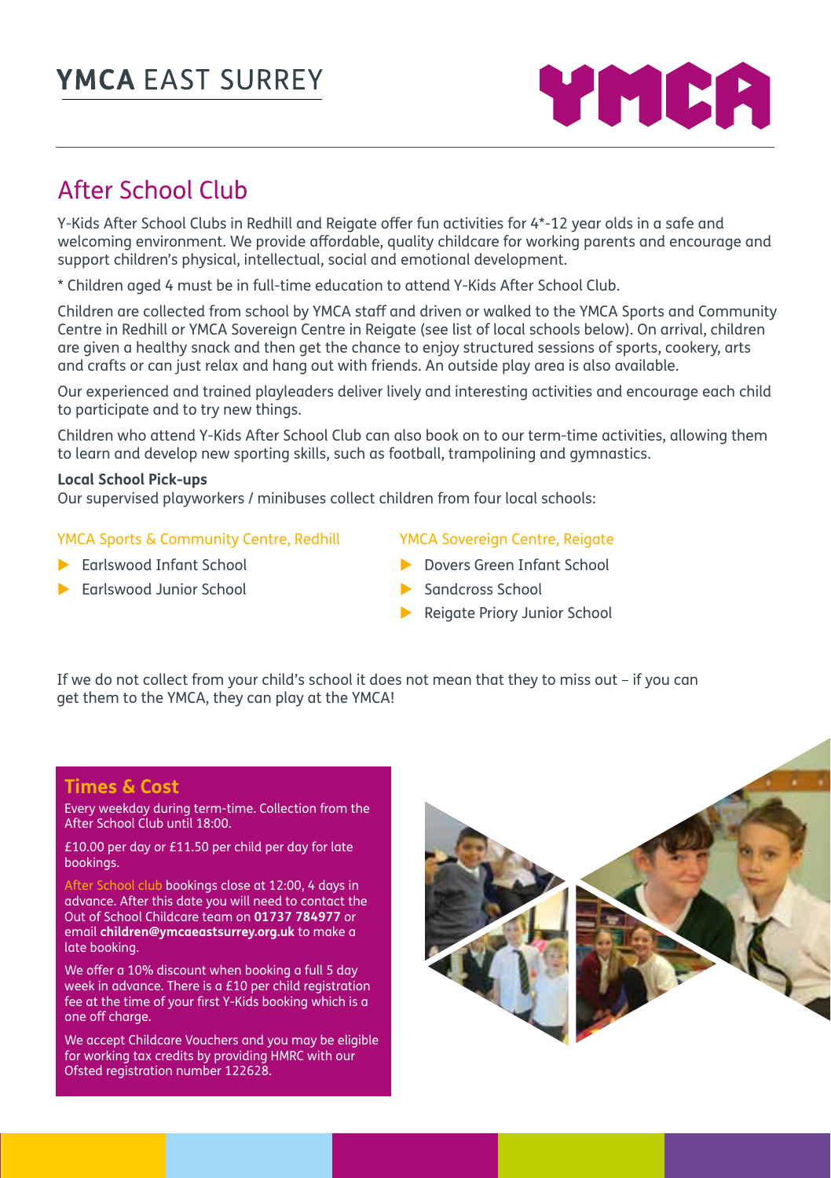# YMCA EAST SURREY

## After School Club

Y-Kids After School Clubs in Redhill and Reigate offer fun activities for 4*-12 year olds in a safe and welcoming environment. We provide affordable, quality childcare for working parents and encourage and support children's physical, intellectual, social and emotional development.

* Children aged 4 must be in full-time education to attend Y-Kids After School Club.

Children are collected from school by YMCA staff and driven or walked to the YMCA Sports and Community Centre in Redhill or YMCA Sovereign Centre in Reigate (see list of local schools below). On arrival, children are given a healthy snack and then get the chance to enjoy structured sessions of sports, cookery, arts and crafts or can just relax and hang out with friends. An outside play area is also available.

Our experienced and trained playleaders deliver lively and interesting activities and encourage each child to participate and to try new things.

Children who attend Y-Kids After School Club can also book on to our term-time activities, allowing them to learn and develop new sporting skills, such as football, trampolining and gymnastics.

**Local School Pick-ups**

Our supervised playworkers / minibuses collect children from four local schools:

YMCA Sports & Community Centre, Redhill

- Earlswood Infant School
- Earlswood Junior School

YMCA Sovereign Centre, Reigate

- Dovers Green Infant School
- Sandcross School
- Reigate Priory Junior School

If we do not collect from your child's school it does not mean that they to miss out – if you can get them to the YMCA, they can play at the YMCA!

### Times & Cost

Every weekday during term-time. Collection from the After School Club until 18:00.

£10.00 per day or £11.50 per child per day for late bookings.

After School club bookings close at 12:00, 4 days in advance. After this date you will need to contact the Out of School Childcare team on **01737 784977** or email **children@ymcaeastsurrey.org.uk** to make a late booking.

We offer a 10% discount when booking a full 5 day week in advance. There is a £10 per child registration fee at the time of your first Y-Kids booking which is a one off charge.

We accept Childcare Vouchers and you may be eligible for working tax credits by providing HMRC with our Ofsted registration number 122628.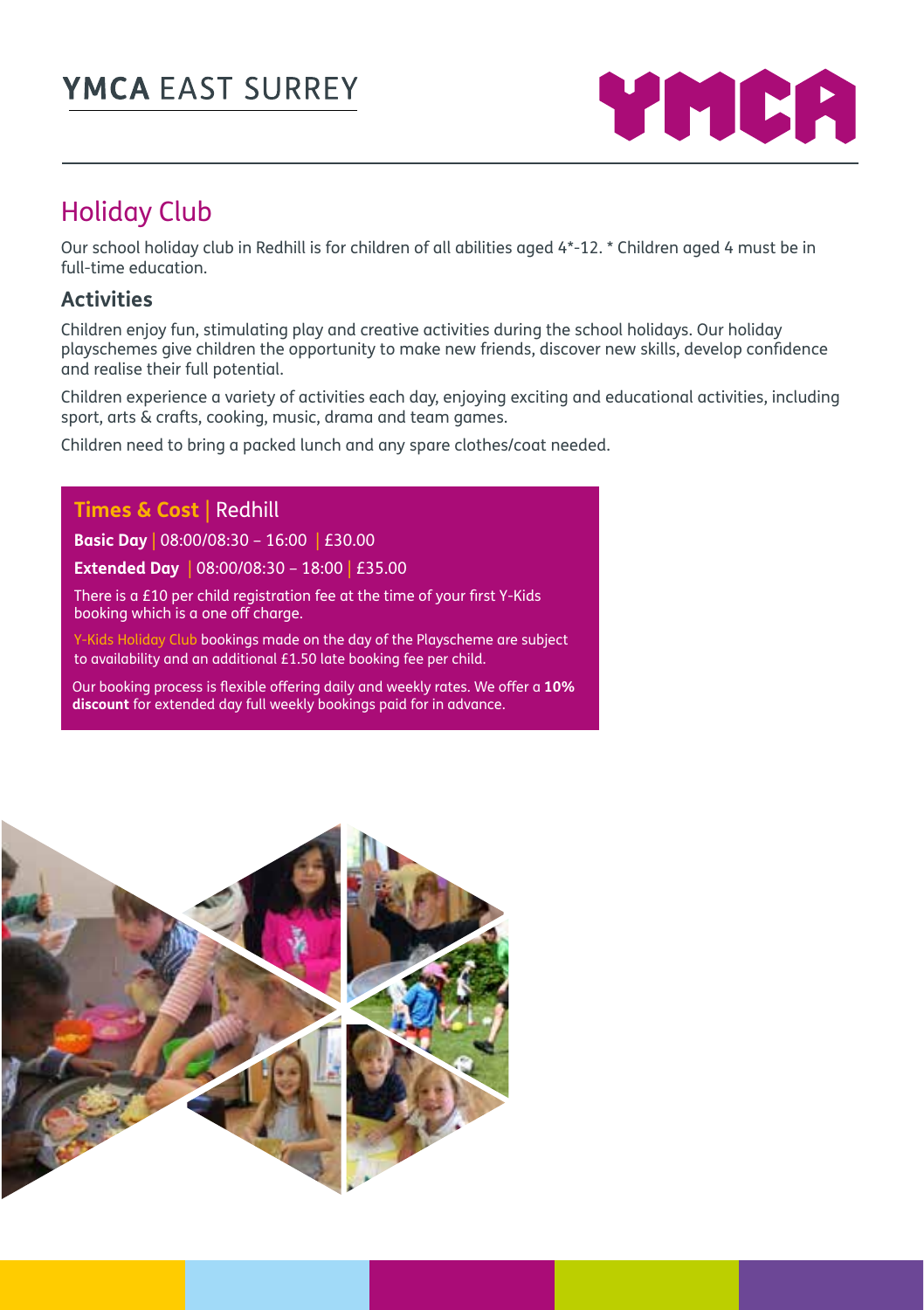# YMCA EAST SURREY

## Holiday Club

Our school holiday club in Redhill is for children of all abilities aged 4*-12. * Children aged 4 must be in full-time education.

### Activities

Children enjoy fun, stimulating play and creative activities during the school holidays. Our holiday playschemes give children the opportunity to make new friends, discover new skills, develop confidence and realise their full potential.

Children experience a variety of activities each day, enjoying exciting and educational activities, including sport, arts & crafts, cooking, music, drama and team games.

Children need to bring a packed lunch and any spare clothes/coat needed.

### Times & Cost | Redhill

**Basic Day** | 08:00/08:30 – 16:00 | £30.00

**Extended Day** | 08:00/08:30 – 18:00 | £35.00

There is a £10 per child registration fee at the time of your first Y-Kids booking which is a one off charge.

Y-Kids Holiday Club bookings made on the day of the Playscheme are subject to availability and an additional £1.50 late booking fee per child.

Our booking process is flexible offering daily and weekly rates. We offer a **10% discount** for extended day full weekly bookings paid for in advance.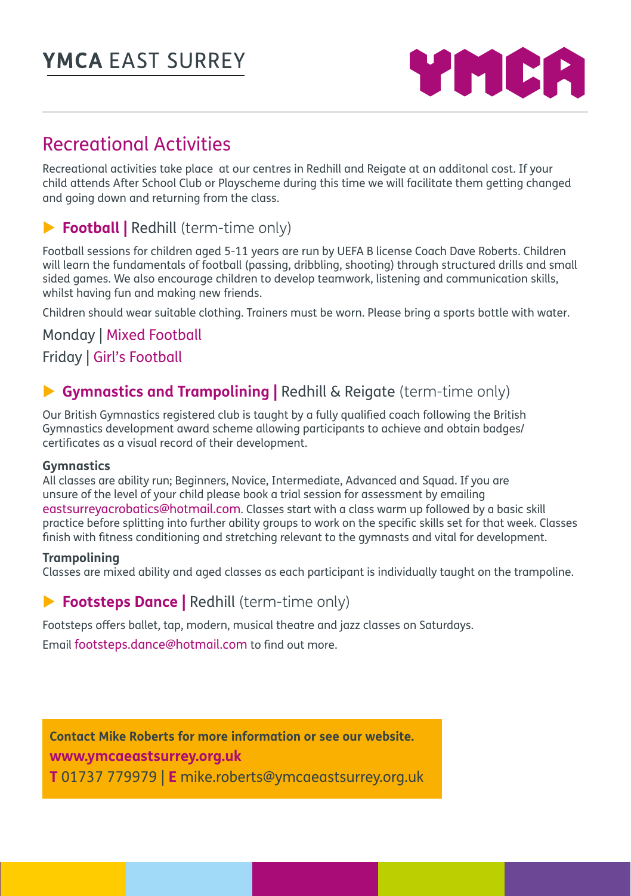# YMCA EAST SURREY

## Recreational Activities

Recreational activities take place  at our centres in Redhill and Reigate at an additonal cost. If your child attends After School Club or Playscheme during this time we will facilitate them getting changed and going down and returning from the class.

### ▶ **Football |** Redhill (term-time only)

Football sessions for children aged 5-11 years are run by UEFA B license Coach Dave Roberts. Children will learn the fundamentals of football (passing, dribbling, shooting) through structured drills and small sided games. We also encourage children to develop teamwork, listening and communication skills, whilst having fun and making new friends.

Children should wear suitable clothing. Trainers must be worn. Please bring a sports bottle with water.

Monday | Mixed Football

Friday | Girl's Football

### ▶ **Gymnastics and Trampolining |** Redhill & Reigate (term-time only)

Our British Gymnastics registered club is taught by a fully qualified coach following the British Gymnastics development award scheme allowing participants to achieve and obtain badges/ certificates as a visual record of their development.

**Gymnastics**
All classes are ability run; Beginners, Novice, Intermediate, Advanced and Squad. If you are unsure of the level of your child please book a trial session for assessment by emailing eastsurreyacrobatics@hotmail.com. Classes start with a class warm up followed by a basic skill practice before splitting into further ability groups to work on the specific skills set for that week. Classes finish with fitness conditioning and stretching relevant to the gymnasts and vital for development.

**Trampolining**
Classes are mixed ability and aged classes as each participant is individually taught on the trampoline.

### ▶ **Footsteps Dance |** Redhill (term-time only)

Footsteps offers ballet, tap, modern, musical theatre and jazz classes on Saturdays.

Email footsteps.dance@hotmail.com to find out more.

**Contact Mike Roberts for more information or see our website.**
**www.ymcaeastsurrey.org.uk**
**T** 01737 779979 | **E** mike.roberts@ymcaeastsurrey.org.uk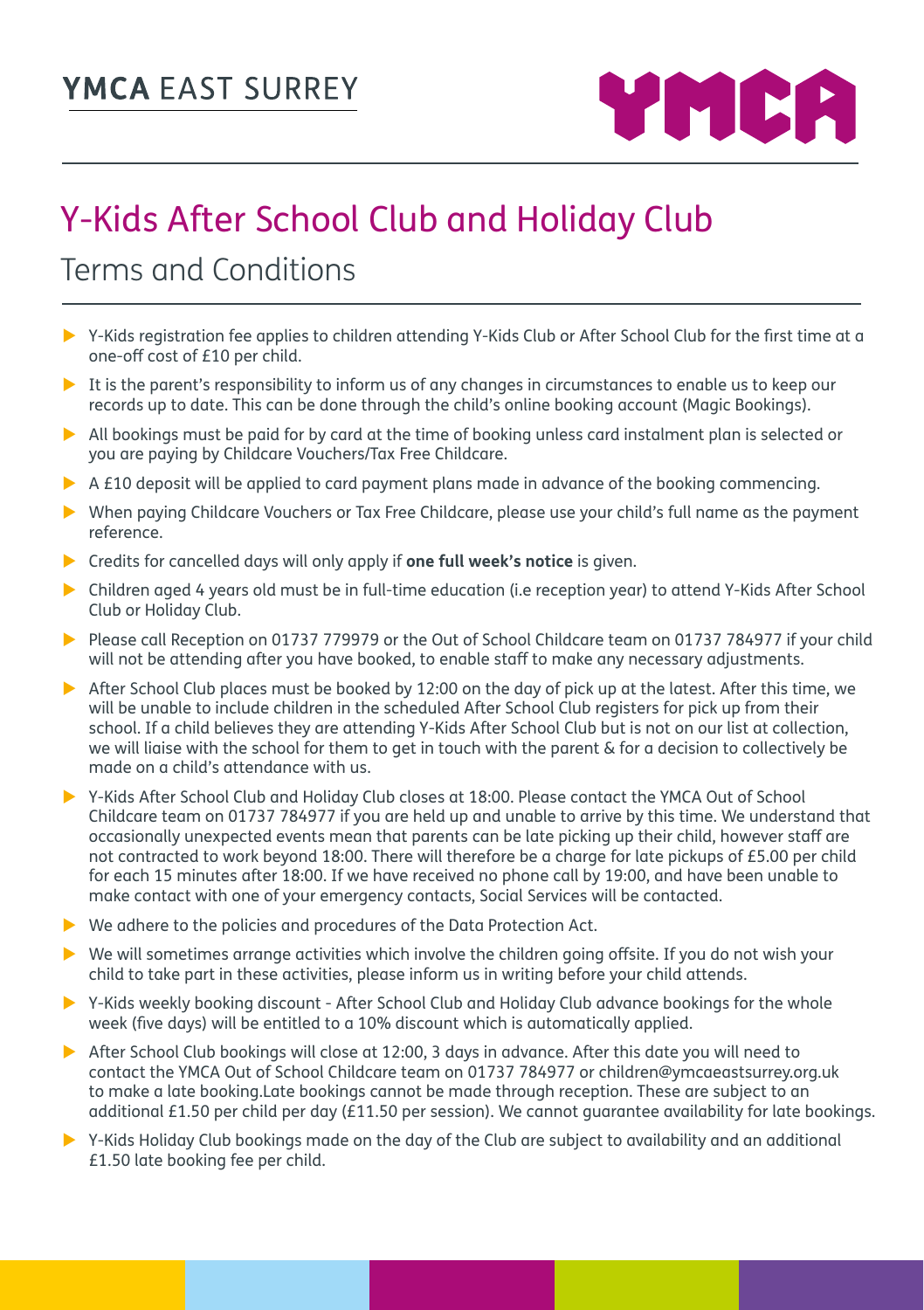YMCA EAST SURREY

# Y-Kids After School Club and Holiday Club

## Terms and Conditions

- Y-Kids registration fee applies to children attending Y-Kids Club or After School Club for the first time at a one-off cost of £10 per child.
- It is the parent's responsibility to inform us of any changes in circumstances to enable us to keep our records up to date. This can be done through the child's online booking account (Magic Bookings).
- All bookings must be paid for by card at the time of booking unless card instalment plan is selected or you are paying by Childcare Vouchers/Tax Free Childcare.
- A £10 deposit will be applied to card payment plans made in advance of the booking commencing.
- When paying Childcare Vouchers or Tax Free Childcare, please use your child's full name as the payment reference.
- Credits for cancelled days will only apply if **one full week's notice** is given.
- Children aged 4 years old must be in full-time education (i.e reception year) to attend Y-Kids After School Club or Holiday Club.
- Please call Reception on 01737 779979 or the Out of School Childcare team on 01737 784977 if your child will not be attending after you have booked, to enable staff to make any necessary adjustments.
- After School Club places must be booked by 12:00 on the day of pick up at the latest. After this time, we will be unable to include children in the scheduled After School Club registers for pick up from their school. If a child believes they are attending Y-Kids After School Club but is not on our list at collection, we will liaise with the school for them to get in touch with the parent & for a decision to collectively be made on a child's attendance with us.
- Y-Kids After School Club and Holiday Club closes at 18:00. Please contact the YMCA Out of School Childcare team on 01737 784977 if you are held up and unable to arrive by this time. We understand that occasionally unexpected events mean that parents can be late picking up their child, however staff are not contracted to work beyond 18:00. There will therefore be a charge for late pickups of £5.00 per child for each 15 minutes after 18:00. If we have received no phone call by 19:00, and have been unable to make contact with one of your emergency contacts, Social Services will be contacted.
- We adhere to the policies and procedures of the Data Protection Act.
- We will sometimes arrange activities which involve the children going offsite. If you do not wish your child to take part in these activities, please inform us in writing before your child attends.
- Y-Kids weekly booking discount - After School Club and Holiday Club advance bookings for the whole week (five days) will be entitled to a 10% discount which is automatically applied.
- After School Club bookings will close at 12:00, 3 days in advance. After this date you will need to contact the YMCA Out of School Childcare team on 01737 784977 or children@ymcaeastsurrey.org.uk to make a late booking.Late bookings cannot be made through reception. These are subject to an additional £1.50 per child per day (£11.50 per session). We cannot guarantee availability for late bookings.
- Y-Kids Holiday Club bookings made on the day of the Club are subject to availability and an additional £1.50 late booking fee per child.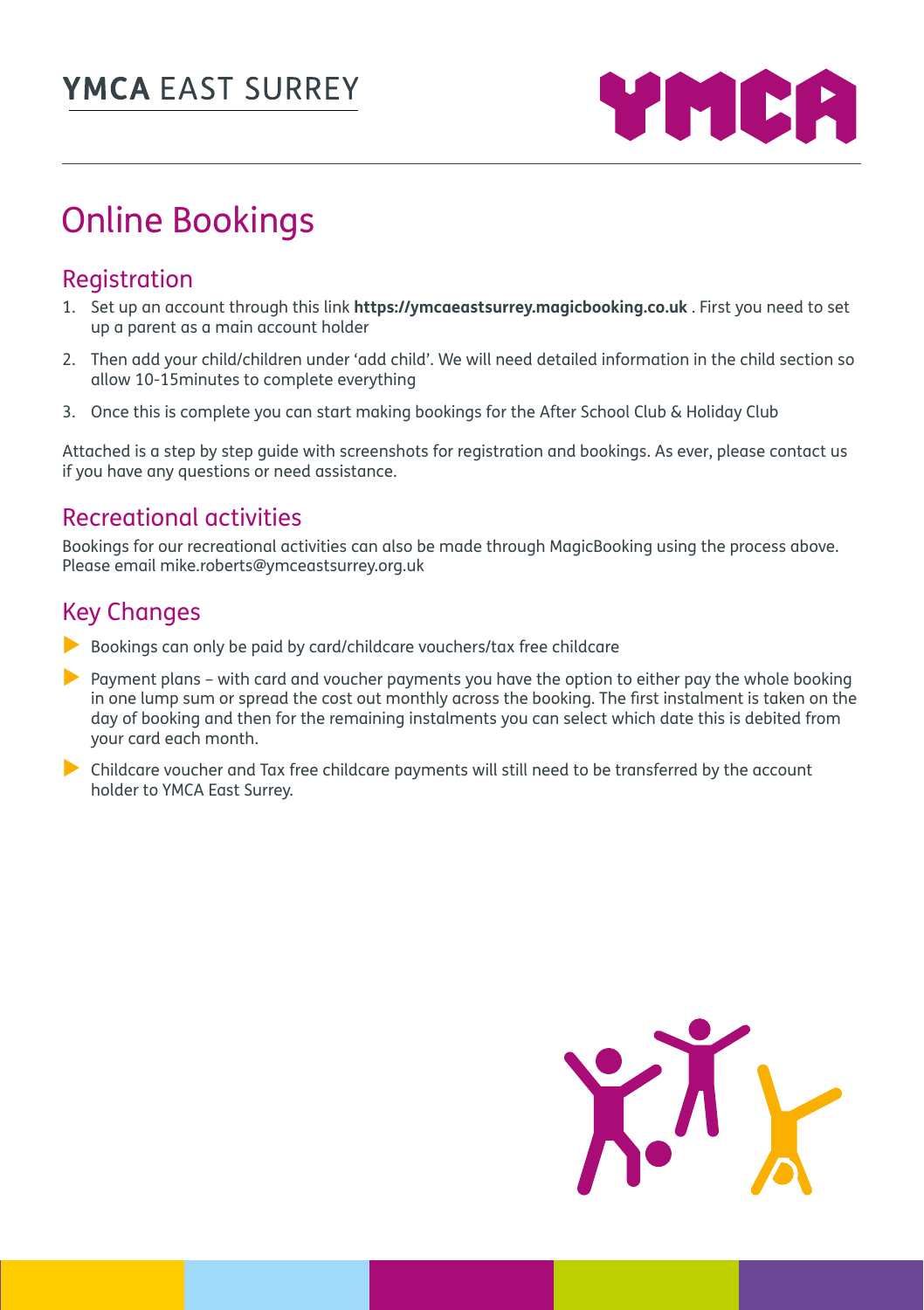YMCA EAST SURREY

# Online Bookings

## Registration

1. Set up an account through this link **https://ymcaeastsurrey.magicbooking.co.uk** . First you need to set up a parent as a main account holder
2. Then add your child/children under 'add child'. We will need detailed information in the child section so allow 10-15minutes to complete everything
3. Once this is complete you can start making bookings for the After School Club & Holiday Club

Attached is a step by step guide with screenshots for registration and bookings. As ever, please contact us if you have any questions or need assistance.

## Recreational activities

Bookings for our recreational activities can also be made through MagicBooking using the process above. Please email mike.roberts@ymceastsurrey.org.uk

## Key Changes

- Bookings can only be paid by card/childcare vouchers/tax free childcare
- Payment plans – with card and voucher payments you have the option to either pay the whole booking in one lump sum or spread the cost out monthly across the booking. The first instalment is taken on the day of booking and then for the remaining instalments you can select which date this is debited from your card each month.
- Childcare voucher and Tax free childcare payments will still need to be transferred by the account holder to YMCA East Surrey.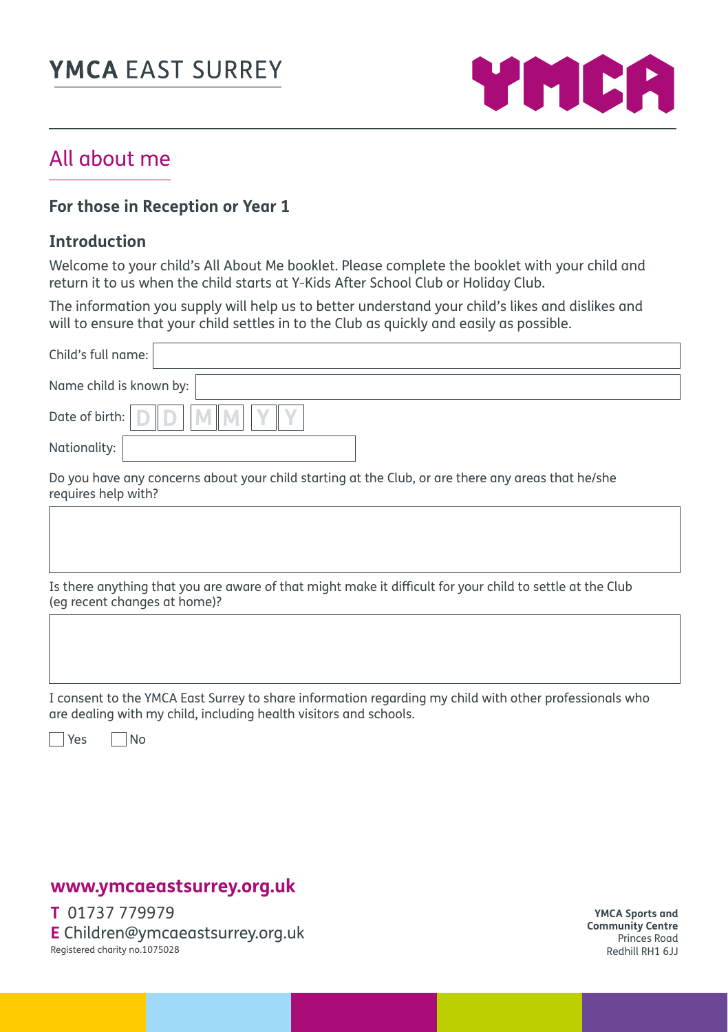# YMCA EAST SURREY

## All about me

### For those in Reception or Year 1

### Introduction

Welcome to your child's All About Me booklet. Please complete the booklet with your child and return it to us when the child starts at Y-Kids After School Club or Holiday Club.

The information you supply will help us to better understand your child's likes and dislikes and will to ensure that your child settles in to the Club as quickly and easily as possible.

Child's full name:

Name child is known by:

Date of birth: D D M M Y Y

Nationality:

Do you have any concerns about your child starting at the Club, or are there any areas that he/she requires help with?

Is there anything that you are aware of that might make it difficult for your child to settle at the Club (eg recent changes at home)?

I consent to the YMCA East Surrey to share information regarding my child with other professionals who are dealing with my child, including health visitors and schools.

☐ Yes ☐ No

**www.ymcaeastsurrey.org.uk**

**T** 01737 779979
**E** Children@ymcaeastsurrey.org.uk
Registered charity no.1075028

**YMCA Sports and Community Centre**
Princes Road
Redhill RH1 6JJ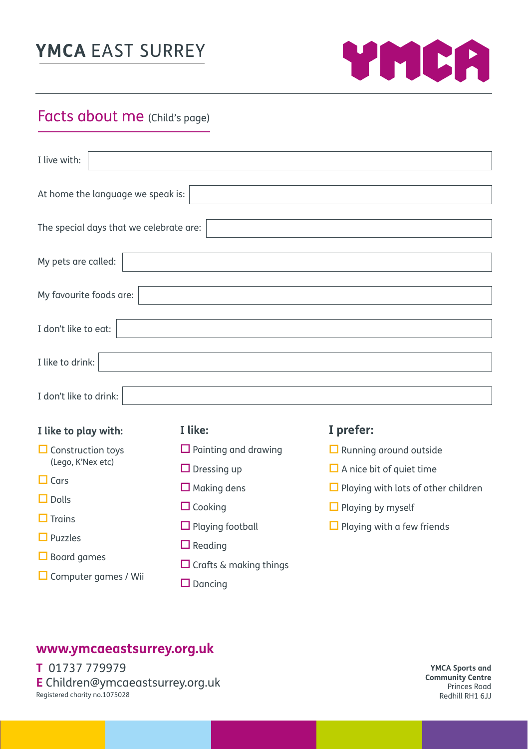# YMCA EAST SURREY

## Facts about me (Child's page)

I live with:

At home the language we speak is:

The special days that we celebrate are:

My pets are called:

My favourite foods are:

I don't like to eat:

I like to drink:

I don't like to drink:

### I like to play with:

- ☐ Construction toys (Lego, K'Nex etc)
- ☐ Cars
- ☐ Dolls
- ☐ Trains
- ☐ Puzzles
- ☐ Board games
- ☐ Computer games / Wii

### I like:

- ☐ Painting and drawing
- ☐ Dressing up
- ☐ Making dens
- ☐ Cooking
- ☐ Playing football
- ☐ Reading
- ☐ Crafts & making things
- ☐ Dancing

### I prefer:

- ☐ Running around outside
- ☐ A nice bit of quiet time
- ☐ Playing with lots of other children
- ☐ Playing by myself
- ☐ Playing with a few friends

**www.ymcaeastsurrey.org.uk**

**T** 01737 779979
**E** Children@ymcaeastsurrey.org.uk
Registered charity no.1075028

**YMCA Sports and Community Centre**
Princes Road
Redhill RH1 6JJ